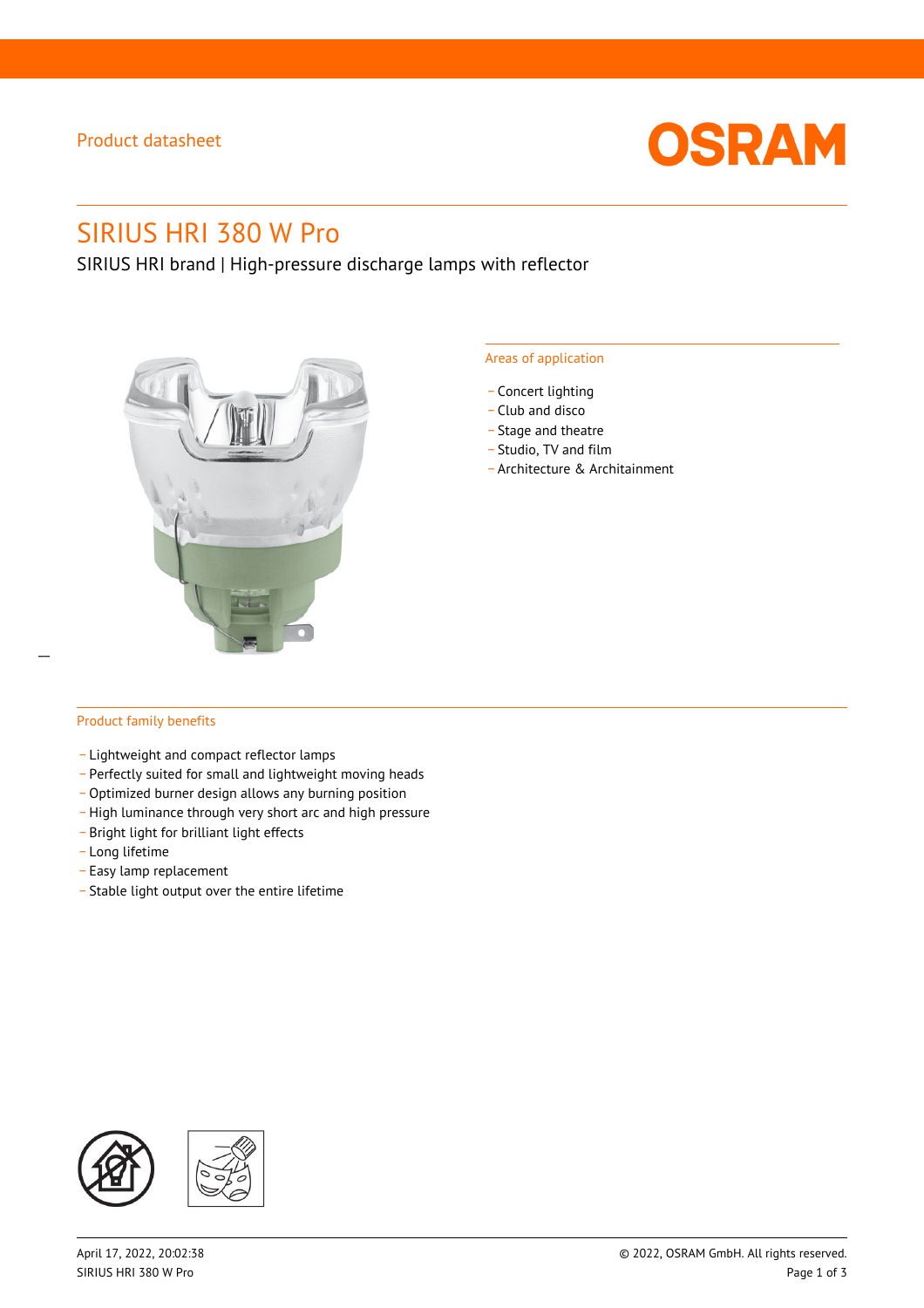Product datasheet

# SIRIUS HRI 380 W Pro

SIRIUS HRI brand | High-pressure discharge lamps with reflector

## Areas of application

- Concert lighting
- Club and disco
- Stage and theatre
- Studio, TV and film
- Architecture & Architainment

## Product family benefits

- Lightweight and compact reflector lamps
- Perfectly suited for small and lightweight moving heads
- Optimized burner design allows any burning position
- High luminance through very short arc and high pressure
- Bright light for brilliant light effects
- Long lifetime
- Easy lamp replacement
- Stable light output over the entire lifetime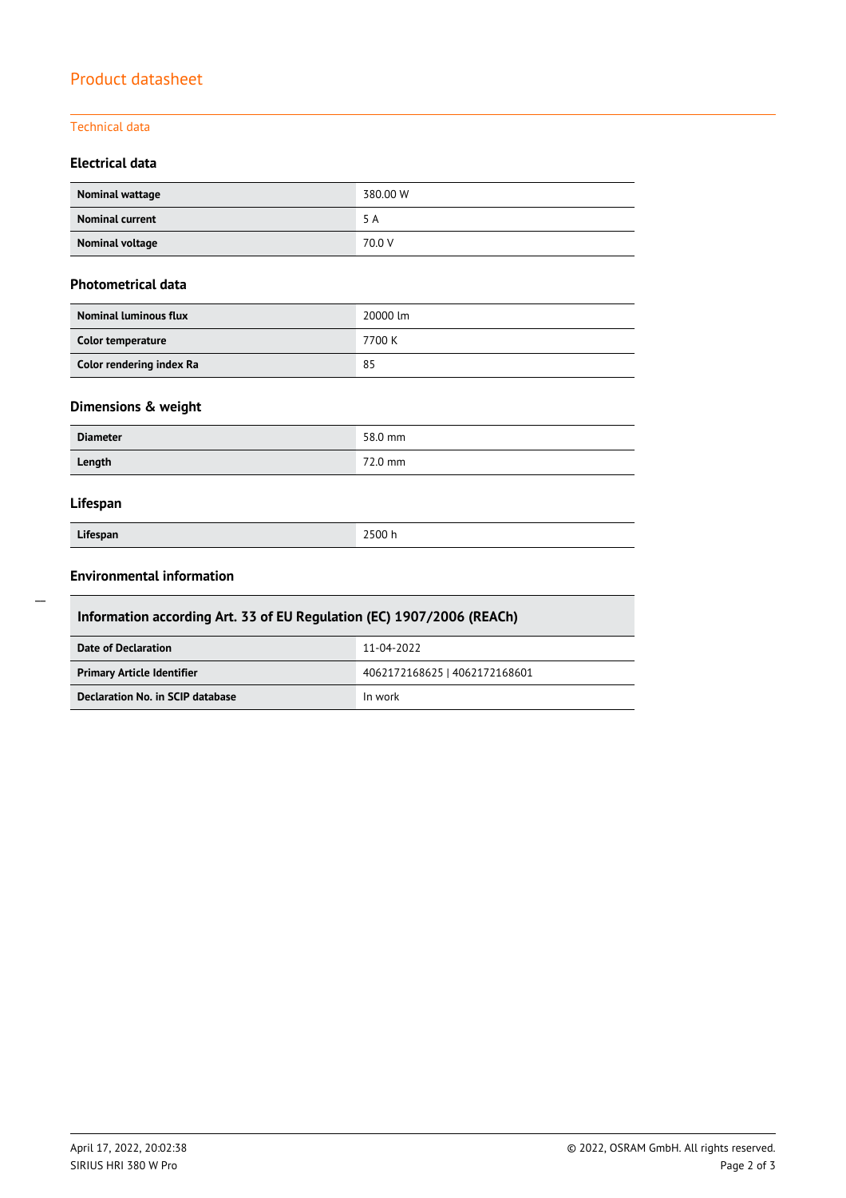# Product datasheet

## Technical data

### Electrical data

| | |
|---|---|
| **Nominal wattage** | 380.00 W |
| **Nominal current** | 5 A |
| **Nominal voltage** | 70.0 V |

### Photometrical data

| | |
|---|---|
| **Nominal luminous flux** | 20000 lm |
| **Color temperature** | 7700 K |
| **Color rendering index Ra** | 85 |

### Dimensions & weight

| | |
|---|---|
| **Diameter** | 58.0 mm |
| **Length** | 72.0 mm |

### Lifespan

| | |
|---|---|
| **Lifespan** | 2500 h |

### Environmental information

| Information according Art. 33 of EU Regulation (EC) 1907/2006 (REACh) | |
|---|---|
| **Date of Declaration** | 11-04-2022 |
| **Primary Article Identifier** | 4062172168625 \| 4062172168601 |
| **Declaration No. in SCIP database** | In work |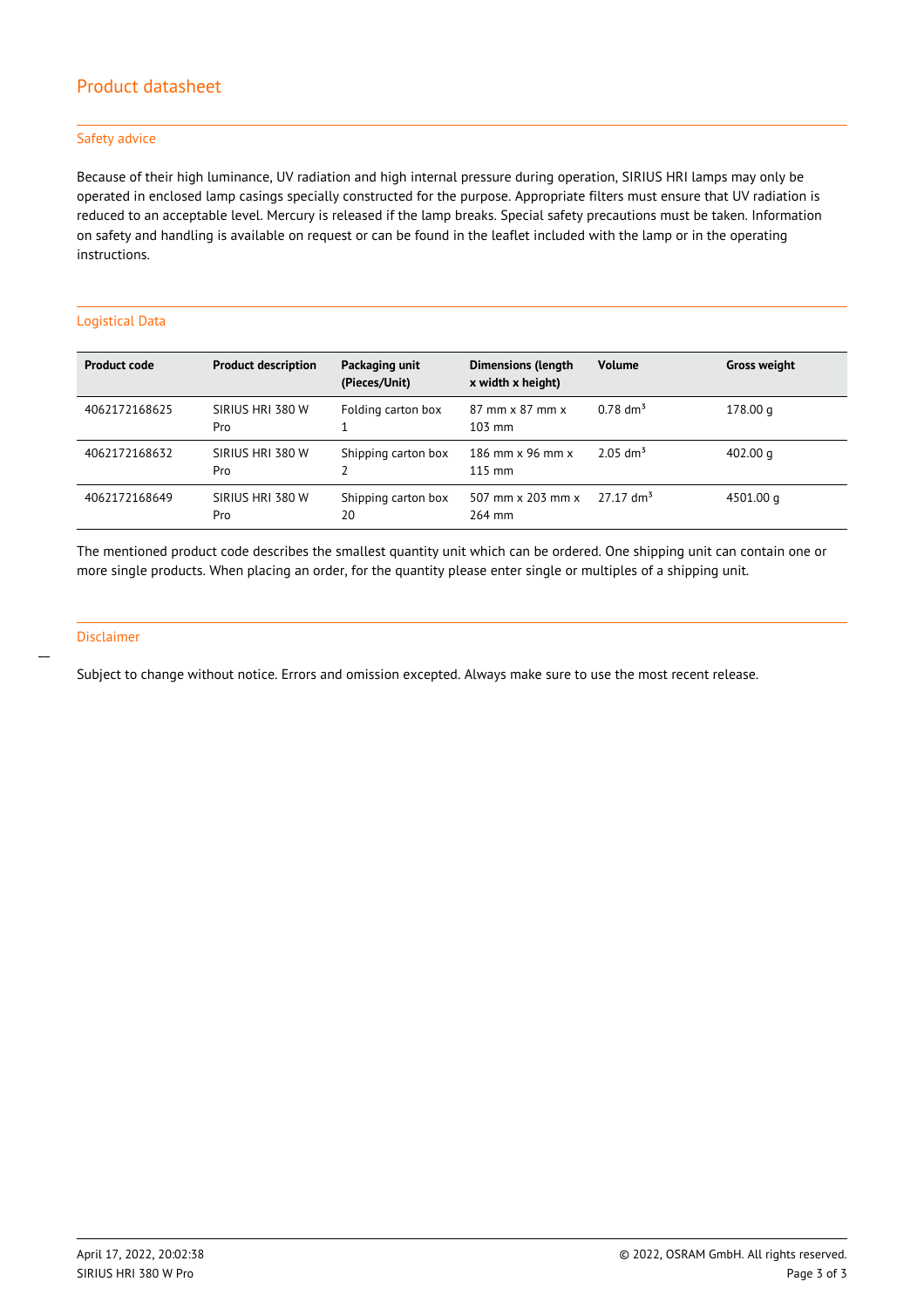## Safety advice

Because of their high luminance, UV radiation and high internal pressure during operation, SIRIUS HRI lamps may only be operated in enclosed lamp casings specially constructed for the purpose. Appropriate filters must ensure that UV radiation is reduced to an acceptable level. Mercury is released if the lamp breaks. Special safety precautions must be taken. Information on safety and handling is available on request or can be found in the leaflet included with the lamp or in the operating instructions.

## Logistical Data

| Product code | Product description | Packaging unit (Pieces/Unit) | Dimensions (length x width x height) | Volume | Gross weight |
|---|---|---|---|---|---|
| 4062172168625 | SIRIUS HRI 380 W Pro | Folding carton box 1 | 87 mm x 87 mm x 103 mm | 0.78 $dm^3$ | 178.00 g |
| 4062172168632 | SIRIUS HRI 380 W Pro | Shipping carton box 2 | 186 mm x 96 mm x 115 mm | 2.05 $dm^3$ | 402.00 g |
| 4062172168649 | SIRIUS HRI 380 W Pro | Shipping carton box 20 | 507 mm x 203 mm x 264 mm | 27.17 $dm^3$ | 4501.00 g |

The mentioned product code describes the smallest quantity unit which can be ordered. One shipping unit can contain one or more single products. When placing an order, for the quantity please enter single or multiples of a shipping unit.

## Disclaimer

Subject to change without notice. Errors and omission excepted. Always make sure to use the most recent release.